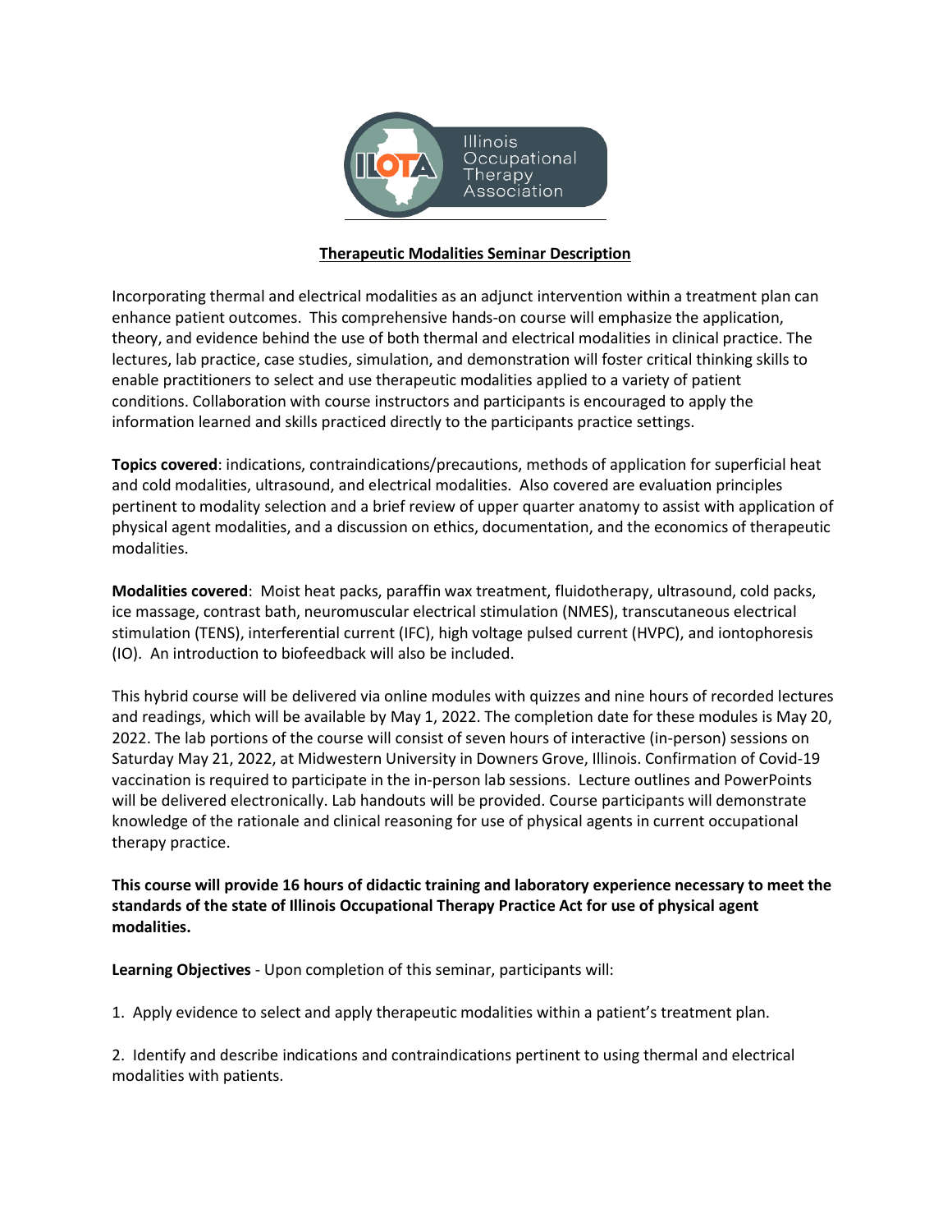Illinois Occupational Therapy Association

# Therapeutic Modalities Seminar Description

Incorporating thermal and electrical modalities as an adjunct intervention within a treatment plan can enhance patient outcomes. This comprehensive hands-on course will emphasize the application, theory, and evidence behind the use of both thermal and electrical modalities in clinical practice. The lectures, lab practice, case studies, simulation, and demonstration will foster critical thinking skills to enable practitioners to select and use therapeutic modalities applied to a variety of patient conditions. Collaboration with course instructors and participants is encouraged to apply the information learned and skills practiced directly to the participants practice settings.

**Topics covered**: indications, contraindications/precautions, methods of application for superficial heat and cold modalities, ultrasound, and electrical modalities. Also covered are evaluation principles pertinent to modality selection and a brief review of upper quarter anatomy to assist with application of physical agent modalities, and a discussion on ethics, documentation, and the economics of therapeutic modalities.

**Modalities covered**: Moist heat packs, paraffin wax treatment, fluidotherapy, ultrasound, cold packs, ice massage, contrast bath, neuromuscular electrical stimulation (NMES), transcutaneous electrical stimulation (TENS), interferential current (IFC), high voltage pulsed current (HVPC), and iontophoresis (IO). An introduction to biofeedback will also be included.

This hybrid course will be delivered via online modules with quizzes and nine hours of recorded lectures and readings, which will be available by May 1, 2022. The completion date for these modules is May 20, 2022. The lab portions of the course will consist of seven hours of interactive (in-person) sessions on Saturday May 21, 2022, at Midwestern University in Downers Grove, Illinois. Confirmation of Covid-19 vaccination is required to participate in the in-person lab sessions. Lecture outlines and PowerPoints will be delivered electronically. Lab handouts will be provided. Course participants will demonstrate knowledge of the rationale and clinical reasoning for use of physical agents in current occupational therapy practice.

**This course will provide 16 hours of didactic training and laboratory experience necessary to meet the standards of the state of Illinois Occupational Therapy Practice Act for use of physical agent modalities.**

**Learning Objectives** - Upon completion of this seminar, participants will:

1. Apply evidence to select and apply therapeutic modalities within a patient's treatment plan.

2. Identify and describe indications and contraindications pertinent to using thermal and electrical modalities with patients.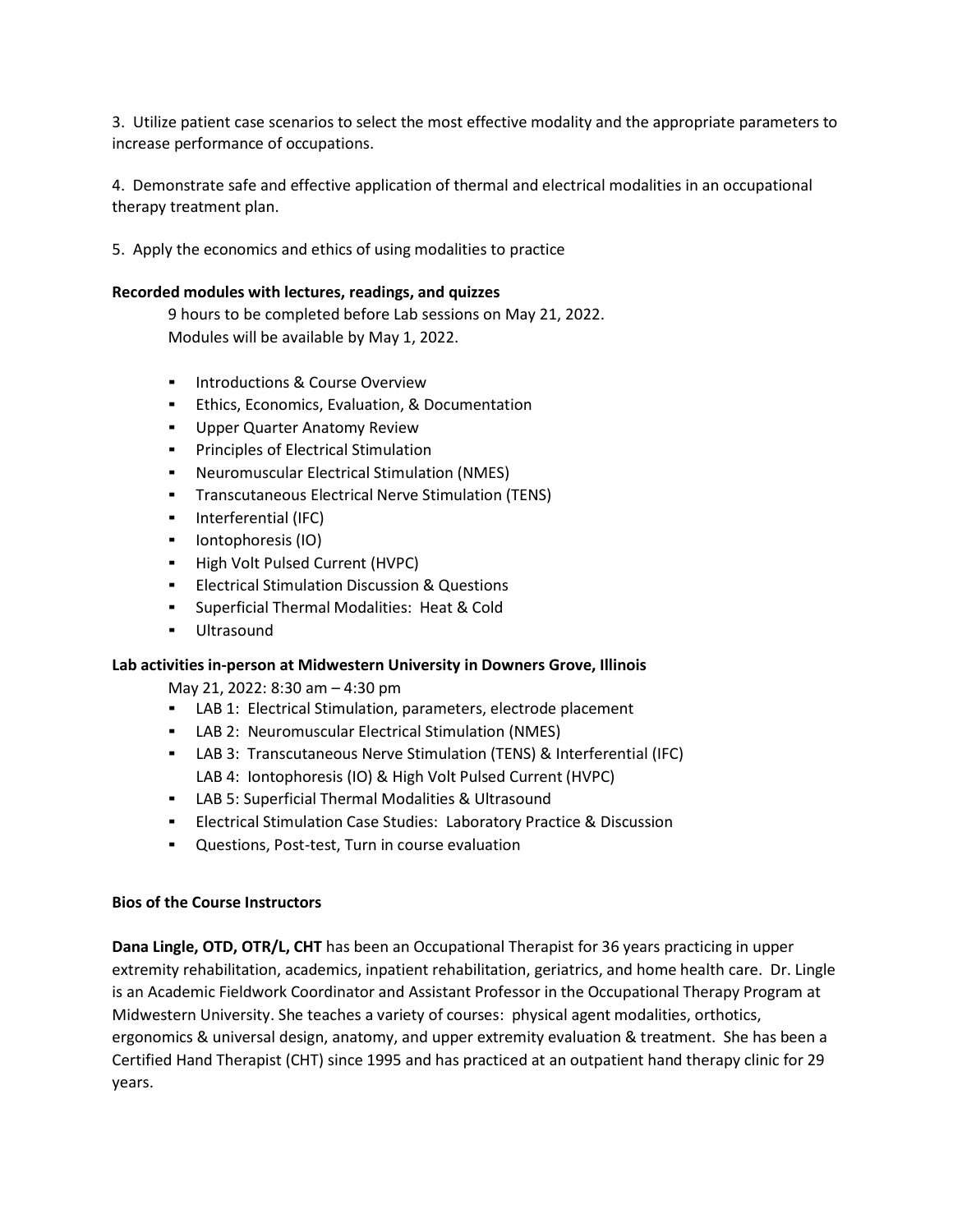3. Utilize patient case scenarios to select the most effective modality and the appropriate parameters to increase performance of occupations.

4. Demonstrate safe and effective application of thermal and electrical modalities in an occupational therapy treatment plan.

5. Apply the economics and ethics of using modalities to practice

**Recorded modules with lectures, readings, and quizzes**

9 hours to be completed before Lab sessions on May 21, 2022.
Modules will be available by May 1, 2022.

- Introductions & Course Overview
- Ethics, Economics, Evaluation, & Documentation
- Upper Quarter Anatomy Review
- Principles of Electrical Stimulation
- Neuromuscular Electrical Stimulation (NMES)
- Transcutaneous Electrical Nerve Stimulation (TENS)
- Interferential (IFC)
- Iontophoresis (IO)
- High Volt Pulsed Current (HVPC)
- Electrical Stimulation Discussion & Questions
- Superficial Thermal Modalities: Heat & Cold
- Ultrasound

**Lab activities in-person at Midwestern University in Downers Grove, Illinois**

May 21, 2022: 8:30 am – 4:30 pm

- LAB 1: Electrical Stimulation, parameters, electrode placement
- LAB 2: Neuromuscular Electrical Stimulation (NMES)
- LAB 3: Transcutaneous Nerve Stimulation (TENS) & Interferential (IFC)
  LAB 4: Iontophoresis (IO) & High Volt Pulsed Current (HVPC)
- LAB 5: Superficial Thermal Modalities & Ultrasound
- Electrical Stimulation Case Studies: Laboratory Practice & Discussion
- Questions, Post-test, Turn in course evaluation

**Bios of the Course Instructors**

**Dana Lingle, OTD, OTR/L, CHT** has been an Occupational Therapist for 36 years practicing in upper extremity rehabilitation, academics, inpatient rehabilitation, geriatrics, and home health care. Dr. Lingle is an Academic Fieldwork Coordinator and Assistant Professor in the Occupational Therapy Program at Midwestern University. She teaches a variety of courses: physical agent modalities, orthotics, ergonomics & universal design, anatomy, and upper extremity evaluation & treatment. She has been a Certified Hand Therapist (CHT) since 1995 and has practiced at an outpatient hand therapy clinic for 29 years.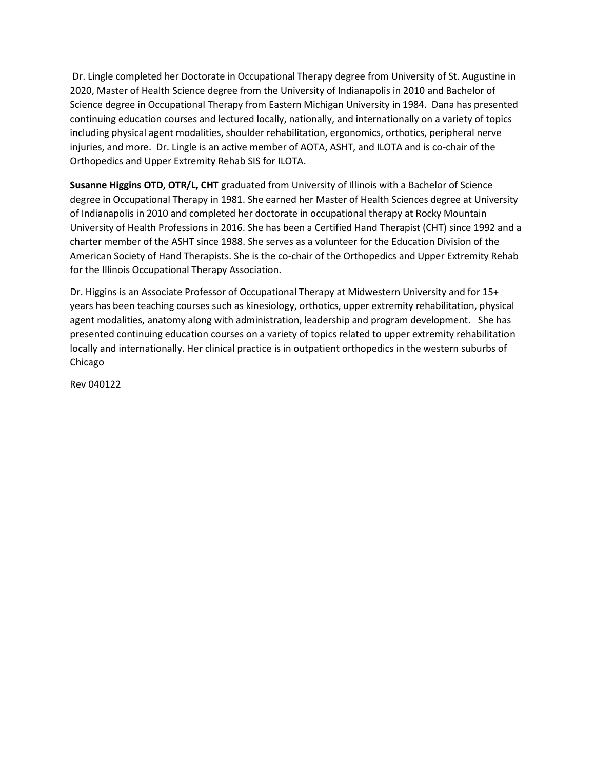Dr. Lingle completed her Doctorate in Occupational Therapy degree from University of St. Augustine in 2020, Master of Health Science degree from the University of Indianapolis in 2010 and Bachelor of Science degree in Occupational Therapy from Eastern Michigan University in 1984. Dana has presented continuing education courses and lectured locally, nationally, and internationally on a variety of topics including physical agent modalities, shoulder rehabilitation, ergonomics, orthotics, peripheral nerve injuries, and more. Dr. Lingle is an active member of AOTA, ASHT, and ILOTA and is co-chair of the Orthopedics and Upper Extremity Rehab SIS for ILOTA.

**Susanne Higgins OTD, OTR/L, CHT** graduated from University of Illinois with a Bachelor of Science degree in Occupational Therapy in 1981. She earned her Master of Health Sciences degree at University of Indianapolis in 2010 and completed her doctorate in occupational therapy at Rocky Mountain University of Health Professions in 2016. She has been a Certified Hand Therapist (CHT) since 1992 and a charter member of the ASHT since 1988. She serves as a volunteer for the Education Division of the American Society of Hand Therapists. She is the co-chair of the Orthopedics and Upper Extremity Rehab for the Illinois Occupational Therapy Association.

Dr. Higgins is an Associate Professor of Occupational Therapy at Midwestern University and for 15+ years has been teaching courses such as kinesiology, orthotics, upper extremity rehabilitation, physical agent modalities, anatomy along with administration, leadership and program development. She has presented continuing education courses on a variety of topics related to upper extremity rehabilitation locally and internationally. Her clinical practice is in outpatient orthopedics in the western suburbs of Chicago

Rev 040122